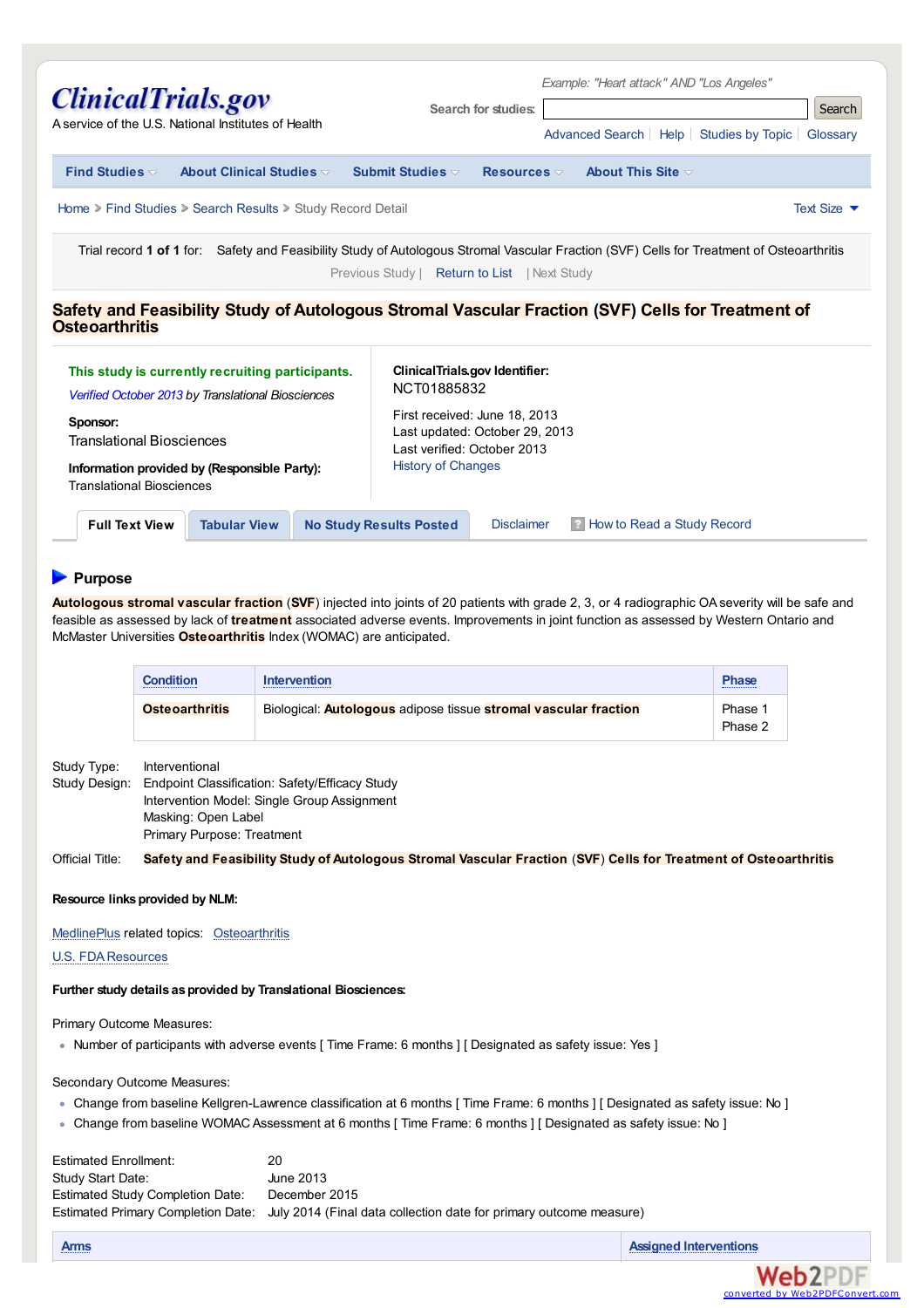# ClinicalTrials.gov

A service of the U.S. National Institutes of Health

Example: "Heart attack" AND "Los Angeles"

Search for studies: Search

Advanced Search | Help | Studies by Topic | Glossary

Find Studies | About Clinical Studies | Submit Studies | Resources | About This Site

Home > Find Studies > Search Results > Study Record Detail

Text Size

Trial record **1 of 1** for: Safety and Feasibility Study of Autologous Stromal Vascular Fraction (SVF) Cells for Treatment of Osteoarthritis

Previous Study | Return to List | Next Study

## Safety and Feasibility Study of Autologous Stromal Vascular Fraction (SVF) Cells for Treatment of Osteoarthritis

**This study is currently recruiting participants.**

*Verified October 2013 by Translational Biosciences*

**Sponsor:**
Translational Biosciences

**Information provided by (Responsible Party):**
Translational Biosciences

**ClinicalTrials.gov Identifier:**
NCT01885832

First received: June 18, 2013
Last updated: October 29, 2013
Last verified: October 2013
History of Changes

Full Text View | Tabular View | No Study Results Posted | Disclaimer | How to Read a Study Record

### Purpose

**Autologous stromal vascular fraction** (**SVF**) injected into joints of 20 patients with grade 2, 3, or 4 radiographic OA severity will be safe and feasible as assessed by lack of **treatment** associated adverse events. Improvements in joint function as assessed by Western Ontario and McMaster Universities **Osteoarthritis** Index (WOMAC) are anticipated.

| Condition | Intervention | Phase |
|---|---|---|
| **Osteoarthritis** | Biological: **Autologous** adipose tissue **stromal vascular fraction** | Phase 1<br>Phase 2 |

Study Type: Interventional
Study Design: Endpoint Classification: Safety/Efficacy Study
Intervention Model: Single Group Assignment
Masking: Open Label
Primary Purpose: Treatment

Official Title: **Safety and Feasibility Study of Autologous Stromal Vascular Fraction** (**SVF**) **Cells for Treatment of Osteoarthritis**

**Resource links provided by NLM:**

MedlinePlus related topics: Osteoarthritis

U.S. FDA Resources

**Further study details as provided by Translational Biosciences:**

Primary Outcome Measures:

- Number of participants with adverse events [ Time Frame: 6 months ] [ Designated as safety issue: Yes ]

Secondary Outcome Measures:

- Change from baseline Kellgren-Lawrence classification at 6 months [ Time Frame: 6 months ] [ Designated as safety issue: No ]
- Change from baseline WOMAC Assessment at 6 months [ Time Frame: 6 months ] [ Designated as safety issue: No ]

Estimated Enrollment: 20
Study Start Date: June 2013
Estimated Study Completion Date: December 2015
Estimated Primary Completion Date: July 2014 (Final data collection date for primary outcome measure)

| Arms | Assigned Interventions |
|---|---|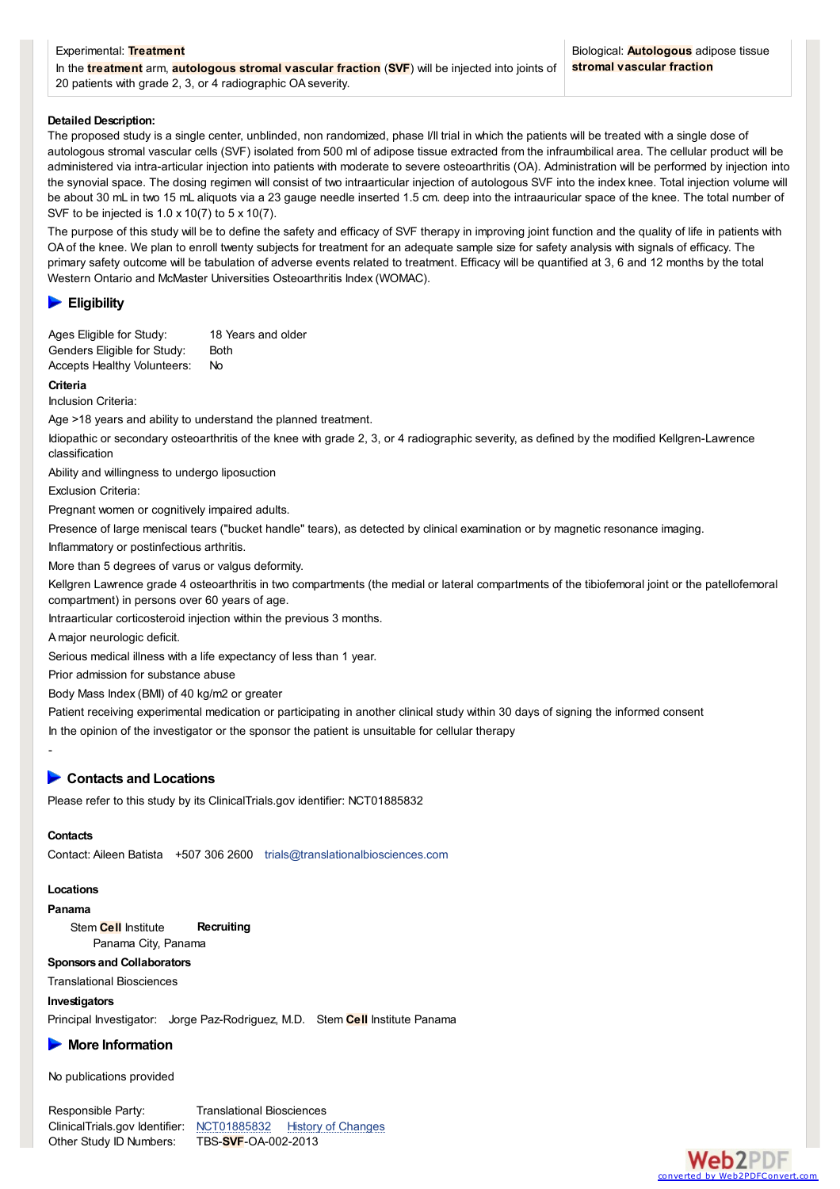| Experimental: **Treatment** In the **treatment** arm, **autologous stromal vascular fraction** (**SVF**) will be injected into joints of 20 patients with grade 2, 3, or 4 radiographic OA severity. | Biological: **Autologous** adipose tissue **stromal vascular fraction** |
|---|---|

**Detailed Description:**

The proposed study is a single center, unblinded, non randomized, phase I/II trial in which the patients will be treated with a single dose of autologous stromal vascular cells (SVF) isolated from 500 ml of adipose tissue extracted from the infraumbilical area. The cellular product will be administered via intra-articular injection into patients with moderate to severe osteoarthritis (OA). Administration will be performed by injection into the synovial space. The dosing regimen will consist of two intraarticular injection of autologous SVF into the index knee. Total injection volume will be about 30 mL in two 15 mL aliquots via a 23 gauge needle inserted 1.5 cm. deep into the intraauricular space of the knee. The total number of SVF to be injected is 1.0 x 10(7) to 5 x 10(7).

The purpose of this study will be to define the safety and efficacy of SVF therapy in improving joint function and the quality of life in patients with OA of the knee. We plan to enroll twenty subjects for treatment for an adequate sample size for safety analysis with signals of efficacy. The primary safety outcome will be tabulation of adverse events related to treatment. Efficacy will be quantified at 3, 6 and 12 months by the total Western Ontario and McMaster Universities Osteoarthritis Index (WOMAC).

## Eligibility

| | |
|---|---|
| Ages Eligible for Study: | 18 Years and older |
| Genders Eligible for Study: | Both |
| Accepts Healthy Volunteers: | No |

**Criteria**

Inclusion Criteria:

Age >18 years and ability to understand the planned treatment.

Idiopathic or secondary osteoarthritis of the knee with grade 2, 3, or 4 radiographic severity, as defined by the modified Kellgren-Lawrence classification

Ability and willingness to undergo liposuction

Exclusion Criteria:

Pregnant women or cognitively impaired adults.

Presence of large meniscal tears ("bucket handle" tears), as detected by clinical examination or by magnetic resonance imaging.

Inflammatory or postinfectious arthritis.

More than 5 degrees of varus or valgus deformity.

Kellgren Lawrence grade 4 osteoarthritis in two compartments (the medial or lateral compartments of the tibiofemoral joint or the patellofemoral compartment) in persons over 60 years of age.

Intraarticular corticosteroid injection within the previous 3 months.

A major neurologic deficit.

Serious medical illness with a life expectancy of less than 1 year.

Prior admission for substance abuse

Body Mass Index (BMI) of 40 kg/m2 or greater

Patient receiving experimental medication or participating in another clinical study within 30 days of signing the informed consent

In the opinion of the investigator or the sponsor the patient is unsuitable for cellular therapy

-

## Contacts and Locations

Please refer to this study by its ClinicalTrials.gov identifier: NCT01885832

**Contacts**

Contact: Aileen Batista +507 306 2600 trials@translationalbiosciences.com

**Locations**

**Panama**

Stem **Cell** Institute **Recruiting**
Panama City, Panama

**Sponsors and Collaborators**

Translational Biosciences

**Investigators**

Principal Investigator: Jorge Paz-Rodriguez, M.D. Stem **Cell** Institute Panama

## More Information

No publications provided

| | |
|---|---|
| Responsible Party: | Translational Biosciences |
| ClinicalTrials.gov Identifier: | NCT01885832 History of Changes |
| Other Study ID Numbers: | TBS-**SVF**-OA-002-2013 |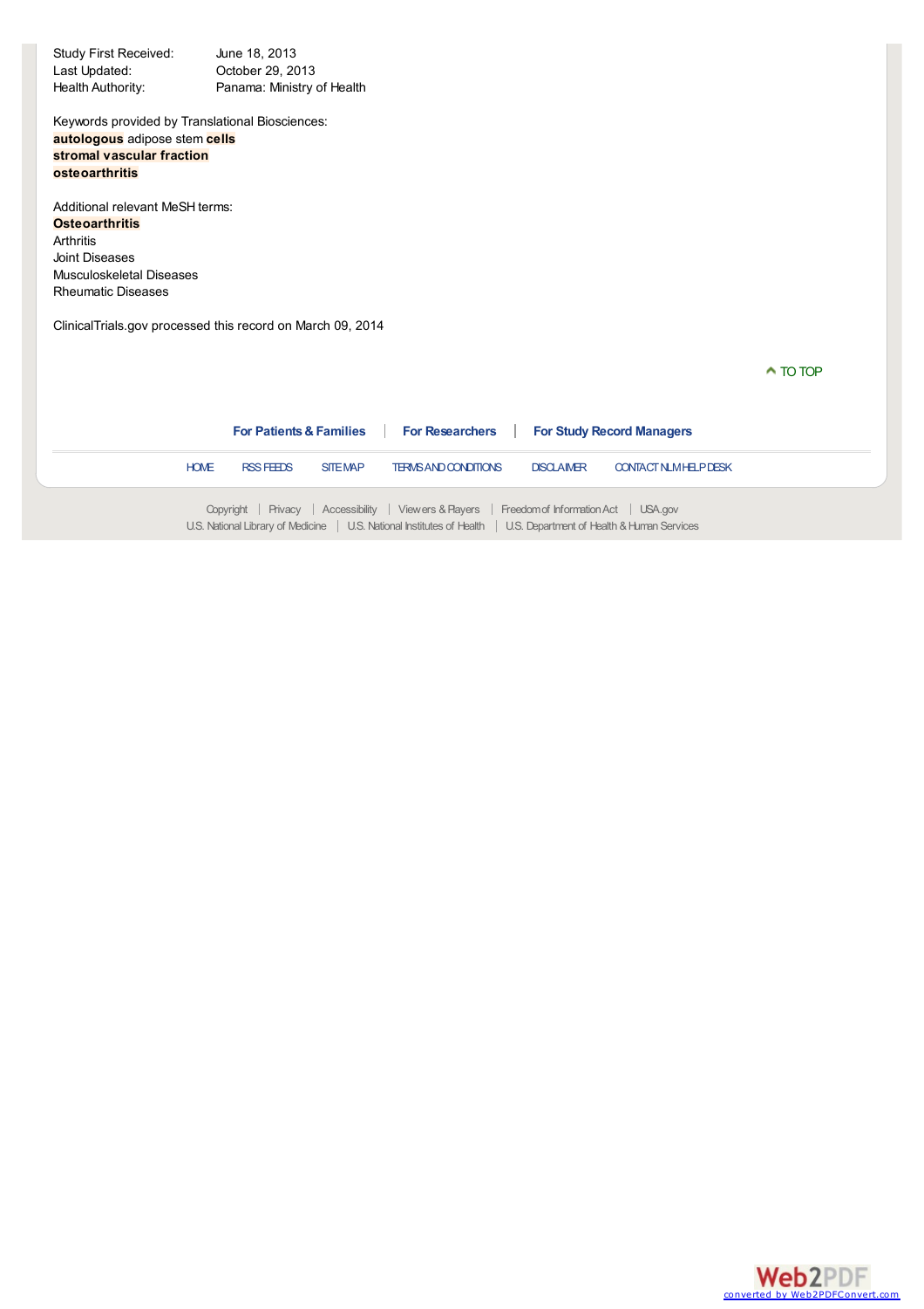| | |
|---|---|
| Study First Received: | June 18, 2013 |
| Last Updated: | October 29, 2013 |
| Health Authority: | Panama: Ministry of Health |

Keywords provided by Translational Biosciences:
**autologous** adipose stem **cells**
**stromal vascular fraction**
**osteoarthritis**

Additional relevant MeSH terms:
**Osteoarthritis**
Arthritis
Joint Diseases
Musculoskeletal Diseases
Rheumatic Diseases

ClinicalTrials.gov processed this record on March 09, 2014

TO TOP

For Patients & Families | For Researchers | For Study Record Managers

HOME RSS FEEDS SITE MAP TERMS AND CONDITIONS DISCLAIMER CONTACT NLM HELP DESK

Copyright | Privacy | Accessibility | Viewers & Players | Freedom of Information Act | USA.gov
U.S. National Library of Medicine | U.S. National Institutes of Health | U.S. Department of Health & Human Services